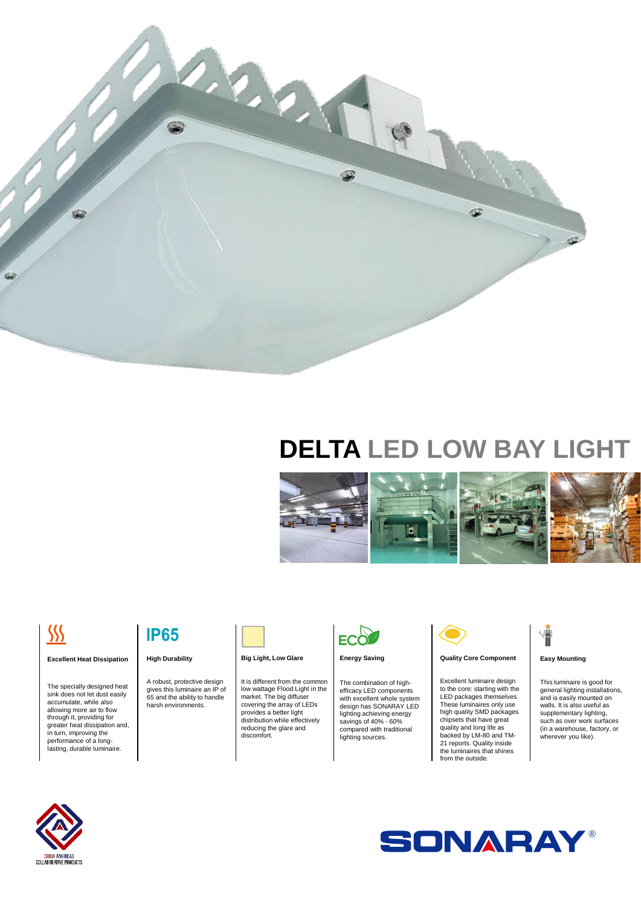# DELTA LED LOW BAY LIGHT

### Excellent Heat Dissipation

The specially designed heat sink does not let dust easily accumulate, while also allowing more air to flow through it, providing for greater heat dissipation and, in turn, improving the performance of a long-lasting, durable luminaire.

### High Durability

IP65

A robust, protective design gives this luminaire an IP of 65 and the ability to handle harsh environments.

### Big Light, Low Glare

It is different from the common low wattage Flood Light in the market. The big diffuser covering the array of LEDs provides a better light distribution while effectively reducing the glare and discomfort.

### Energy Saving

The combination of high-efficacy LED components with excellent whole system design has SONARAY LED lighting achieving energy savings of 40% - 60% compared with traditional lighting sources.

### Quality Core Component

Excellent luminaire design to the core: starting with the LED packages themselves. These luminaires only use high quality SMD packages chipsets that have great quality and long life as backed by LM-80 and TM-21 reports. Quality inside the luminaires that shines from the outside.

### Easy Mounting

This luminaire is good for general lighting installations, and is easily mounted on walls. It is also useful as supplementary lighting, such as over work surfaces (in a warehouse, factory, or wherever you like).

CHINA AMERICAS COLLABORATIVE PRODUCTS

SONARAY®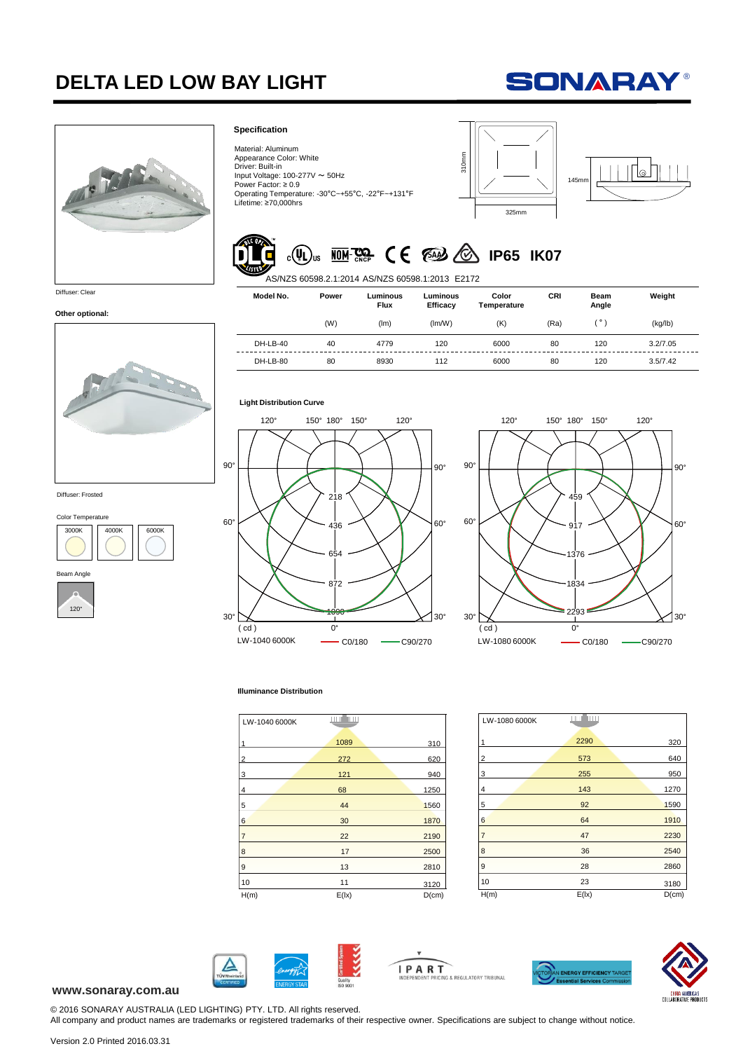# DELTA LED LOW BAY LIGHT

SONARAY®

Diffuser: Clear

**Other optional:**

Diffuser: Frosted

Color Temperature

3000K | 4000K | 6000K

Beam Angle

120°

### Specification

Material: Aluminum
Appearance Color: White
Driver: Built-in
Input Voltage: 100-277V ~ 50Hz
Power Factor: ≥ 0.9
Operating Temperature: -30°C~+55°C, -22°F~+131°F
Lifetime: ≥70,000hrs

310mm
325mm
145mm

IP65 IK07

AS/NZS 60598.2.1:2014 AS/NZS 60598.1:2013 E2172

| Model No. | Power | Luminous Flux | Luminous Efficacy | Color Temperature | CRI | Beam Angle | Weight |
|---|---|---|---|---|---|---|---|
| | (W) | (lm) | (lm/W) | (K) | (Ra) | (°) | (kg/lb) |
| DH-LB-40 | 40 | 4779 | 120 | 6000 | 80 | 120 | 3.2/7.05 |
| DH-LB-80 | 80 | 8930 | 112 | 6000 | 80 | 120 | 3.5/7.42 |

**Light Distribution Curve**

LW-1040 6000K — C0/180, C90/270 (cd): 218, 436, 654, 872, 1090

LW-1080 6000K — C0/180, C90/270 (cd): 459, 917, 1376, 1834, 2293

**Illuminance Distribution**

LW-1040 6000K

| H(m) | E(lx) | D(cm) |
|---|---|---|
| 1 | 1089 | 310 |
| 2 | 272 | 620 |
| 3 | 121 | 940 |
| 4 | 68 | 1250 |
| 5 | 44 | 1560 |
| 6 | 30 | 1870 |
| 7 | 22 | 2190 |
| 8 | 17 | 2500 |
| 9 | 13 | 2810 |
| 10 | 11 | 3120 |

LW-1080 6000K

| H(m) | E(lx) | D(cm) |
|---|---|---|
| 1 | 2290 | 320 |
| 2 | 573 | 640 |
| 3 | 255 | 950 |
| 4 | 143 | 1270 |
| 5 | 92 | 1590 |
| 6 | 64 | 1910 |
| 7 | 47 | 2230 |
| 8 | 36 | 2540 |
| 9 | 28 | 2860 |
| 10 | 23 | 3180 |

**www.sonaray.com.au**

© 2016 SONARAY AUSTRALIA (LED LIGHTING) PTY. LTD. All rights reserved.
All company and product names are trademarks or registered trademarks of their respective owner. Specifications are subject to change without notice.

Version 2.0 Printed 2016.03.31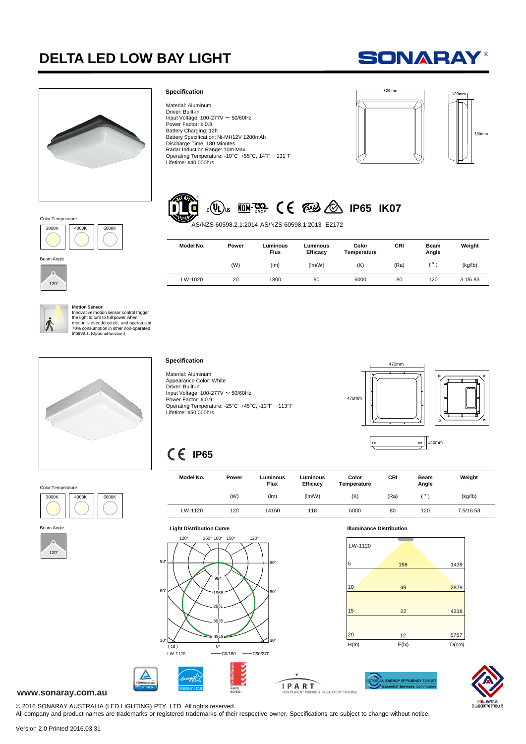# DELTA LED LOW BAY LIGHT

## Specification

Material: Aluminum
Driver: Built-in
Input Voltage: 100-277V ~ 50/60Hz
Power Factor: ≥ 0.9
Battery Charging: 12h
Battery Specification: Ni-MH12V 1200mAh
Discharge Time: 180 Minutes
Radar Induction Range: 10m Max
Operating Temperature: -10°C~+55°C, 14°F~+131°F
Lifetime: ≥40,000hrs

320mm · 100mm · 300mm

IP65 IK07

AS/NZS 60598.2.1:2014 AS/NZS 60598.1:2013 E2172

Color Temperature: 3000K, 4000K, 6000K

Beam Angle: 120°

| Model No. | Power | Luminous Flux | Luminous Efficacy | Color Temperature | CRI | Beam Angle | Weight |
|---|---|---|---|---|---|---|---|
| | (W) | (lm) | (lm/W) | (K) | (Ra) | ( ° ) | (kg/lb) |
| LW-1020 | 20 | 1800 | 90 | 6000 | 80 | 120 | 3.1/6.83 |

**Motion Sensor**
Innovative motion sensor control trigger the light to turn to full power when motion is ever detected, and operates at 70% consumption in other non-operated intervals. (Optional function)

## Specification

Material: Aluminum
Appearance Color: White
Driver: Built-in
Input Voltage: 100-277V ~ 50/60Hz
Power Factor: ≥ 0.9
Operating Temperature: -25°C~+45°C, -13°F~+113°F
Lifetime: ≥50,000hrs

470mm · 470mm · 140mm

IP65

Color Temperature: 3000K, 4000K, 6000K

Beam Angle: 120°

| Model No. | Power | Luminous Flux | Luminous Efficacy | Color Temperature | CRI | Beam Angle | Weight |
|---|---|---|---|---|---|---|---|
| | (W) | (lm) | (lm/W) | (K) | (Ra) | ( ° ) | (kg/lb) |
| LW-1120 | 120 | 14160 | 118 | 6000 | 80 | 120 | 7.5/16.53 |

### Light Distribution Curve

LW-1120 — C0/180, C90/270 (cd): 984, 1968, 2951, 3935, 4919

### Illuminance Distribution

LW-1120

| H(m) | E(lx) | D(cm) |
|---|---|---|
| 5 | 198 | 1439 |
| 10 | 49 | 2879 |
| 15 | 22 | 4318 |
| 20 | 12 | 5757 |

www.sonaray.com.au

© 2016 SONARAY AUSTRALIA (LED LIGHTING) PTY. LTD. All rights reserved.
All company and product names are trademarks or registered trademarks of their respective owner. Specifications are subject to change without notice.

Version 2.0 Printed 2016.03.31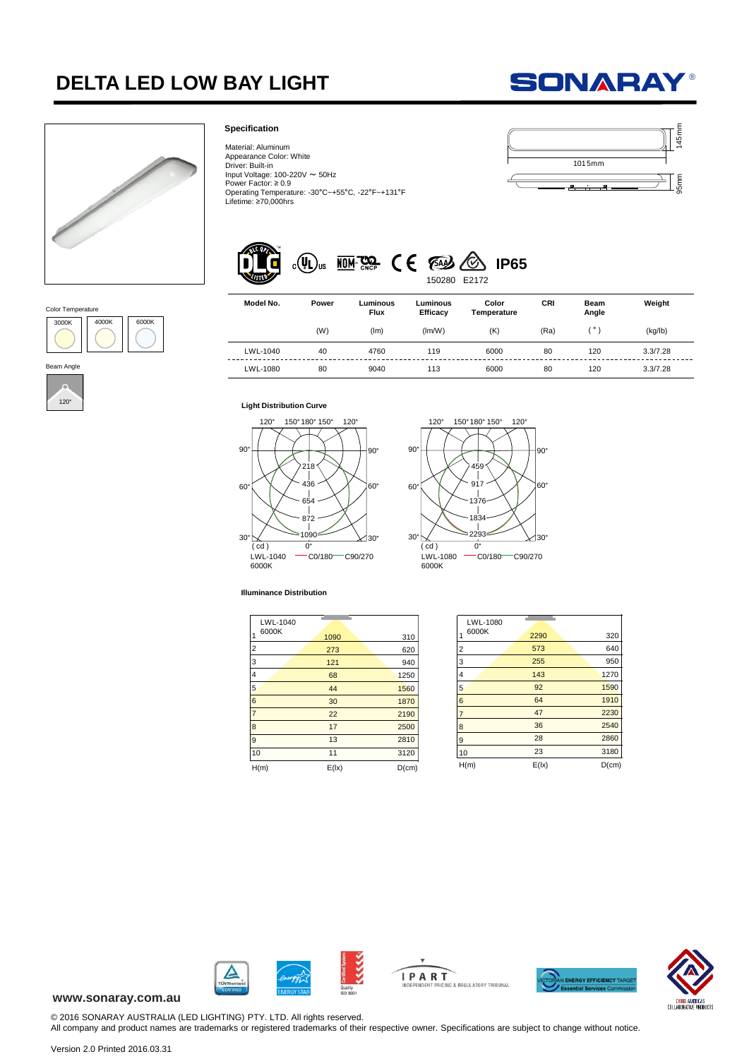# DELTA LED LOW BAY LIGHT

SONARAY®

### Specification

Material: Aluminum
Appearance Color: White
Driver: Built-in
Input Voltage: 100-220V ~ 50Hz
Power Factor: ≥ 0.9
Operating Temperature: -30°C~+55°C, -22°F~+131°F
Lifetime: ≥70,000hrs

145mm
1015mm
95mm

IP65
150280 E2172

Color Temperature

3000K 4000K 6000K

Beam Angle

120°

| Model No. | Power | Luminous Flux | Luminous Efficacy | Color Temperature | CRI | Beam Angle | Weight |
|---|---|---|---|---|---|---|---|
| | (W) | (lm) | (lm/W) | (K) | (Ra) | (°) | (kg/lb) |
| LWL-1040 | 40 | 4760 | 119 | 6000 | 80 | 120 | 3.3/7.28 |
| LWL-1080 | 80 | 9040 | 113 | 6000 | 80 | 120 | 3.3/7.28 |

### Light Distribution Curve

120° 150° 180° 150° 120°
90° 90°
60° 60°
30° 30°
218
436
654
872
1090
(cd) 0°
LWL-1040 C0/180 C90/270
6000K

120° 150° 180° 150° 120°
90° 90°
60° 60°
30° 30°
459
917
1376
1834
2293
(cd) 0°
LWL-1080 C0/180 C90/270
6000K

### Illuminance Distribution

LWL-1040 6000K

| H(m) | E(lx) | D(cm) |
|---|---|---|
| 1 | 1090 | 310 |
| 2 | 273 | 620 |
| 3 | 121 | 940 |
| 4 | 68 | 1250 |
| 5 | 44 | 1560 |
| 6 | 30 | 1870 |
| 7 | 22 | 2190 |
| 8 | 17 | 2500 |
| 9 | 13 | 2810 |
| 10 | 11 | 3120 |

LWL-1080 6000K

| H(m) | E(lx) | D(cm) |
|---|---|---|
| 1 | 2290 | 320 |
| 2 | 573 | 640 |
| 3 | 255 | 950 |
| 4 | 143 | 1270 |
| 5 | 92 | 1590 |
| 6 | 64 | 1910 |
| 7 | 47 | 2230 |
| 8 | 36 | 2540 |
| 9 | 28 | 2860 |
| 10 | 23 | 3180 |

www.sonaray.com.au

© 2016 SONARAY AUSTRALIA (LED LIGHTING) PTY. LTD. All rights reserved.
All company and product names are trademarks or registered trademarks of their respective owner. Specifications are subject to change without notice.

Version 2.0 Printed 2016.03.31